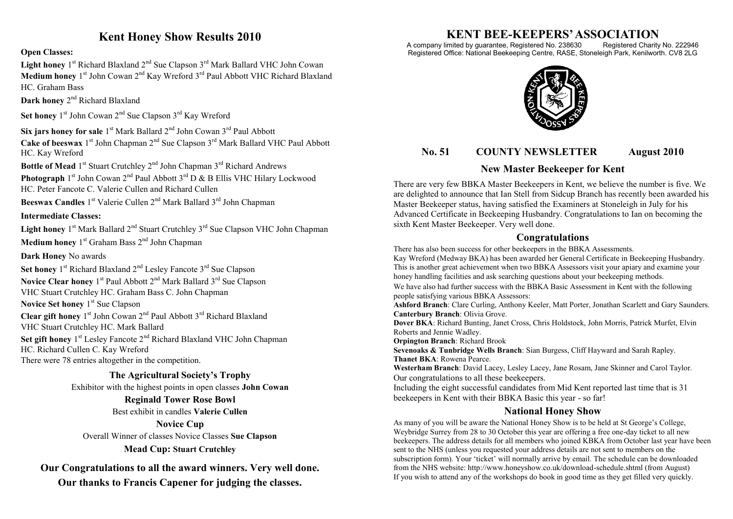# Kent Honey Show Results 2010

**Open Classes:**

**Light honey** 1st Richard Blaxland 2nd Sue Clapson 3rd Mark Ballard VHC John Cowan
**Medium honey** 1st John Cowan 2nd Kay Wreford 3rd Paul Abbott VHC Richard Blaxland HC. Graham Bass

**Dark honey** 2nd Richard Blaxland

**Set honey** 1st John Cowan 2nd Sue Clapson 3rd Kay Wreford

**Six jars honey for sale** 1st Mark Ballard 2nd John Cowan 3rd Paul Abbott
**Cake of beeswax** 1st John Chapman 2nd Sue Clapson 3rd Mark Ballard VHC Paul Abbott HC. Kay Wreford

**Bottle of Mead** 1st Stuart Crutchley 2nd John Chapman 3rd Richard Andrews
**Photograph** 1st John Cowan 2nd Paul Abbott 3rd D & B Ellis VHC Hilary Lockwood HC. Peter Fancote C. Valerie Cullen and Richard Cullen

**Beeswax Candles** 1st Valerie Cullen 2nd Mark Ballard 3rd John Chapman

**Intermediate Classes:**

**Light honey** 1st Mark Ballard 2nd Stuart Crutchley 3rd Sue Clapson VHC John Chapman

**Medium honey** 1st Graham Bass 2nd John Chapman

**Dark Honey** No awards

**Set honey** 1st Richard Blaxland 2nd Lesley Fancote 3rd Sue Clapson
**Novice Clear honey** 1st Paul Abbott 2nd Mark Ballard 3rd Sue Clapson VHC Stuart Crutchley HC. Graham Bass C. John Chapman

**Novice Set honey** 1st Sue Clapson

**Clear gift honey** 1st John Cowan 2nd Paul Abbott 3rd Richard Blaxland VHC Stuart Crutchley HC. Mark Ballard

**Set gift honey** 1st Lesley Fancote 2nd Richard Blaxland VHC John Chapman HC. Richard Cullen C. Kay Wreford

There were 78 entries altogether in the competition.

**The Agricultural Society's Trophy**
Exhibitor with the highest points in open classes **John Cowan**

**Reginald Tower Rose Bowl**
Best exhibit in candles **Valerie Cullen**

**Novice Cup**
Overall Winner of classes Novice Classes **Sue Clapson**

**Mead Cup: Stuart Crutchley**

**Our Congratulations to all the award winners. Very well done.**
**Our thanks to Francis Capener for judging the classes.**

# KENT BEE-KEEPERS' ASSOCIATION

A company limited by guarantee, Registered No. 238630 Registered Charity No. 222946
Registered Office: National Beekeeping Centre, RASE, Stoneleigh Park, Kenilworth. CV8 2LG

## No. 51 COUNTY NEWSLETTER August 2010

## New Master Beekeeper for Kent

There are very few BBKA Master Beekeepers in Kent, we believe the number is five. We are delighted to announce that Ian Stell from Sidcup Branch has recently been awarded his Master Beekeeper status, having satisfied the Examiners at Stoneleigh in July for his Advanced Certificate in Beekeeping Husbandry. Congratulations to Ian on becoming the sixth Kent Master Beekeeper. Very well done.

## Congratulations

There has also been success for other beekeepers in the BBKA Assessments.
Kay Wreford (Medway BKA) has been awarded her General Certificate in Beekeeping Husbandry. This is another great achievement when two BBKA Assessors visit your apiary and examine your honey handling facilities and ask searching questions about your beekeeping methods.
We have also had further success with the BBKA Basic Assessment in Kent with the following people satisfying various BBKA Assessors:
**Ashford Branch**: Clare Curling, Anthony Keeler, Matt Porter, Jonathan Scarlett and Gary Saunders.
**Canterbury Branch**: Olivia Grove.
**Dover BKA**: Richard Bunting, Janet Cross, Chris Holdstock, John Morris, Patrick Murfet, Elvin Roberts and Jennie Wadley.
**Orpington Branch**: Richard Brook
**Sevenoaks & Tunbridge Wells Branch**: Sian Burgess, Cliff Hayward and Sarah Rapley.
**Thanet BKA**: Rowena Pearce.
**Westerham Branch**: David Lacey, Lesley Lacey, Jane Rosam, Jane Skinner and Carol Taylor.
Our congratulations to all these beekeepers.
Including the eight successful candidates from Mid Kent reported last time that is 31 beekeepers in Kent with their BBKA Basic this year - so far!

## National Honey Show

As many of you will be aware the National Honey Show is to be held at St George's College, Weybridge Surrey from 28 to 30 October this year are offering a free one-day ticket to all new beekeepers. The address details for all members who joined KBKA from October last year have been sent to the NHS (unless you requested your address details are not sent to members on the subscription form). Your 'ticket' will normally arrive by email. The schedule can be downloaded from the NHS website: http://www.honeyshow.co.uk/download-schedule.shtml (from August)
If you wish to attend any of the workshops do book in good time as they get filled very quickly.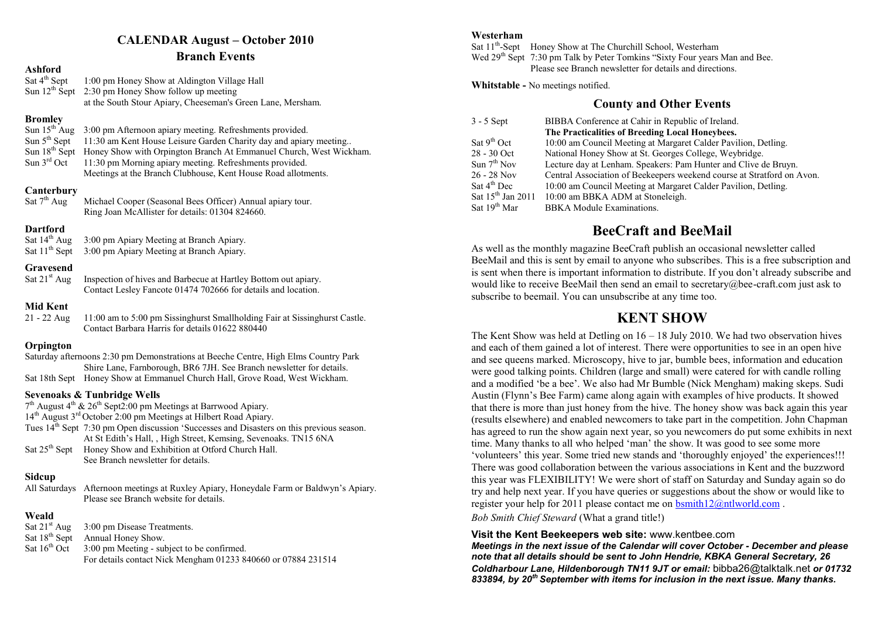# CALENDAR August – October 2010

## Branch Events

### Ashford

Sat 4th Sept 1:00 pm Honey Show at Aldington Village Hall
Sun 12th Sept 2:30 pm Honey Show follow up meeting at the South Stour Apiary, Cheeseman's Green Lane, Mersham.

### Bromley

Sun 15th Aug 3:00 pm Afternoon apiary meeting. Refreshments provided.
Sun 5th Sept 11:30 am Kent House Leisure Garden Charity day and apiary meeting..
Sun 18th Sept Honey Show with Orpington Branch At Emmanuel Church, West Wickham.
Sun 3rd Oct 11:30 pm Morning apiary meeting. Refreshments provided.
Meetings at the Branch Clubhouse, Kent House Road allotments.

### Canterbury

Sat 7th Aug Michael Cooper (Seasonal Bees Officer) Annual apiary tour. Ring Joan McAllister for details: 01304 824660.

### Dartford

Sat 14th Aug 3:00 pm Apiary Meeting at Branch Apiary.
Sat 11th Sept 3:00 pm Apiary Meeting at Branch Apiary.

### Gravesend

Sat 21st Aug Inspection of hives and Barbecue at Hartley Bottom out apiary. Contact Lesley Fancote 01474 702666 for details and location.

### Mid Kent

21 - 22 Aug 11:00 am to 5:00 pm Sissinghurst Smallholding Fair at Sissinghurst Castle. Contact Barbara Harris for details 01622 880440

### Orpington

Saturday afternoons 2:30 pm Demonstrations at Beeche Centre, High Elms Country Park Shire Lane, Farnborough, BR6 7JH. See Branch newsletter for details.
Sat 18th Sept Honey Show at Emmanuel Church Hall, Grove Road, West Wickham.

### Sevenoaks & Tunbridge Wells

7th August 4th & 26th Sept2:00 pm Meetings at Barrwood Apiary.
14th August 3rd October 2:00 pm Meetings at Hilbert Road Apiary.
Tues 14th Sept 7:30 pm Open discussion 'Successes and Disasters on this previous season. At St Edith's Hall, , High Street, Kemsing, Sevenoaks. TN15 6NA
Sat 25th Sept Honey Show and Exhibition at Otford Church Hall. See Branch newsletter for details.

### Sidcup

All Saturdays Afternoon meetings at Ruxley Apiary, Honeydale Farm or Baldwyn's Apiary. Please see Branch website for details.

### Weald

Sat 21st Aug 3:00 pm Disease Treatments.
Sat 18th Sept Annual Honey Show.
Sat 16th Oct 3:00 pm Meeting - subject to be confirmed.
For details contact Nick Mengham 01233 840660 or 07884 231514

### Westerham

Sat 11th-Sept Honey Show at The Churchill School, Westerham
Wed 29th Sept 7:30 pm Talk by Peter Tomkins "Sixty Four years Man and Bee. Please see Branch newsletter for details and directions.

**Whitstable -** No meetings notified.

## County and Other Events

| | |
|---|---|
| 3 - 5 Sept | BIBBA Conference at Cahir in Republic of Ireland. **The Practicalities of Breeding Local Honeybees.** |
| Sat 9th Oct | 10:00 am Council Meeting at Margaret Calder Pavilion, Detling. |
| 28 - 30 Oct | National Honey Show at St. Georges College, Weybridge. |
| Sun 7th Nov | Lecture day at Lenham. Speakers: Pam Hunter and Clive de Bruyn. |
| 26 - 28 Nov | Central Association of Beekeepers weekend course at Stratford on Avon. |
| Sat 4th Dec | 10:00 am Council Meeting at Margaret Calder Pavilion, Detling. |
| Sat 15th Jan 2011 | 10:00 am BBKA ADM at Stoneleigh. |
| Sat 19th Mar | BBKA Module Examinations. |

# BeeCraft and BeeMail

As well as the monthly magazine BeeCraft publish an occasional newsletter called BeeMail and this is sent by email to anyone who subscribes. This is a free subscription and is sent when there is important information to distribute. If you don't already subscribe and would like to receive BeeMail then send an email to secretary@bee-craft.com just ask to subscribe to beemail. You can unsubscribe at any time too.

# KENT SHOW

The Kent Show was held at Detling on 16 – 18 July 2010. We had two observation hives and each of them gained a lot of interest. There were opportunities to see in an open hive and see queens marked. Microscopy, hive to jar, bumble bees, information and education were good talking points. Children (large and small) were catered for with candle rolling and a modified 'be a bee'. We also had Mr Bumble (Nick Mengham) making skeps. Sudi Austin (Flynn's Bee Farm) came along again with examples of hive products. It showed that there is more than just honey from the hive. The honey show was back again this year (results elsewhere) and enabled newcomers to take part in the competition. John Chapman has agreed to run the show again next year, so you newcomers do put some exhibits in next time. Many thanks to all who helped 'man' the show. It was good to see some more 'volunteers' this year. Some tried new stands and 'thoroughly enjoyed' the experiences!!! There was good collaboration between the various associations in Kent and the buzzword this year was FLEXIBILITY! We were short of staff on Saturday and Sunday again so do try and help next year. If you have queries or suggestions about the show or would like to register your help for 2011 please contact me on bsmith12@ntlworld.com .

*Bob Smith Chief Steward* (What a grand title!)

**Visit the Kent Beekeepers web site:** www.kentbee.com

***Meetings in the next issue of the Calendar will cover October - December and please note that all details should be sent to John Hendrie, KBKA General Secretary, 26 Coldharbour Lane, Hildenborough TN11 9JT or email:*** bibba26@talktalk.net ***or 01732 833894, by 20th September with items for inclusion in the next issue. Many thanks.***